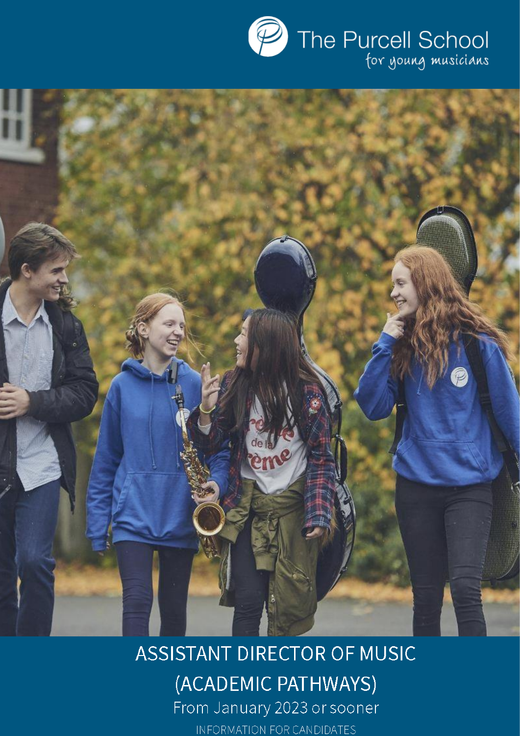The Purcell School
for young musicians

# ASSISTANT DIRECTOR OF MUSIC (ACADEMIC PATHWAYS)

From January 2023 or sooner

INFORMATION FOR CANDIDATES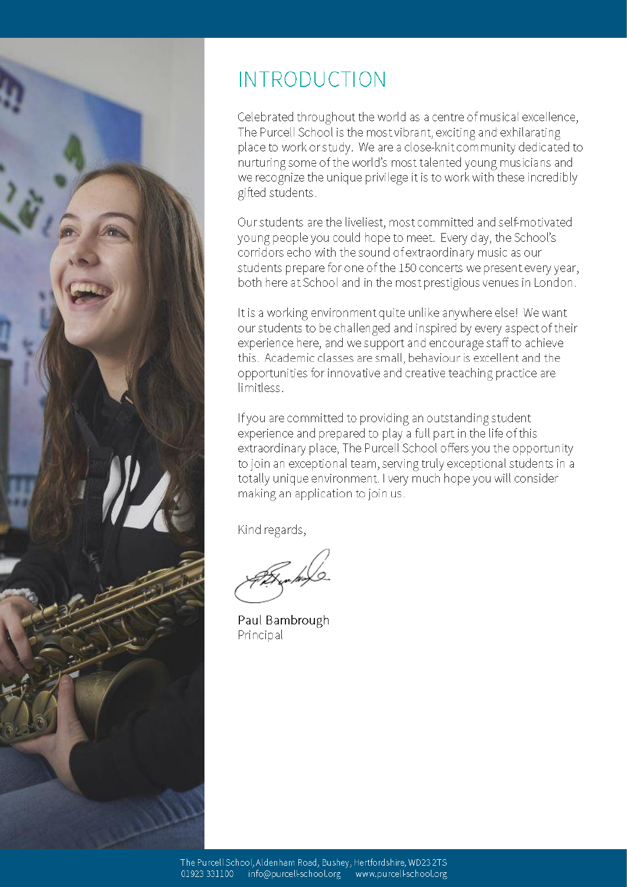# INTRODUCTION

Celebrated throughout the world as a centre of musical excellence, The Purcell School is the most vibrant, exciting and exhilarating place to work or study. We are a close-knit community dedicated to nurturing some of the world's most talented young musicians and we recognize the unique privilege it is to work with these incredibly gifted students.

Our students are the liveliest, most committed and self-motivated young people you could hope to meet. Every day, the School's corridors echo with the sound of extraordinary music as our students prepare for one of the 150 concerts we present every year, both here at School and in the most prestigious venues in London.

It is a working environment quite unlike anywhere else! We want our students to be challenged and inspired by every aspect of their experience here, and we support and encourage staff to achieve this. Academic classes are small, behaviour is excellent and the opportunities for innovative and creative teaching practice are limitless.

If you are committed to providing an outstanding student experience and prepared to play a full part in the life of this extraordinary place, The Purcell School offers you the opportunity to join an exceptional team, serving truly exceptional students in a totally unique environment. I very much hope you will consider making an application to join us.

Kind regards,

Paul Bambrough
Principal

The Purcell School, Aldenham Road, Bushey, Hertfordshire, WD23 2TS
01923 331100 info@purcell-school.org www.purcell-school.org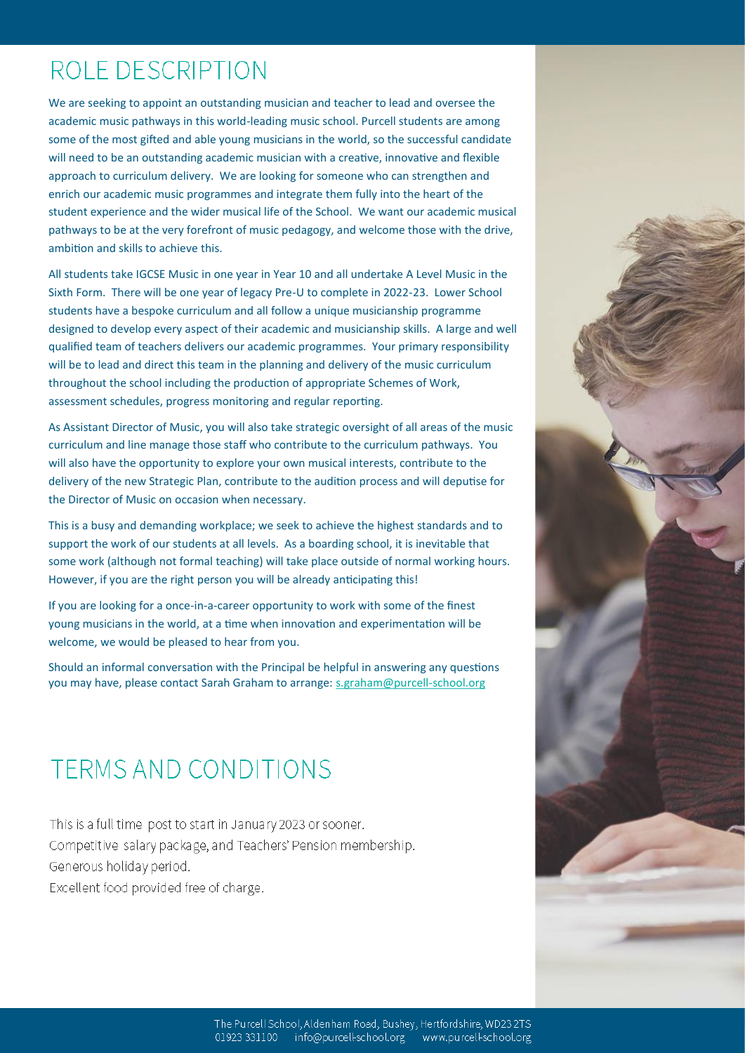# ROLE DESCRIPTION

We are seeking to appoint an outstanding musician and teacher to lead and oversee the academic music pathways in this world-leading music school. Purcell students are among some of the most gifted and able young musicians in the world, so the successful candidate will need to be an outstanding academic musician with a creative, innovative and flexible approach to curriculum delivery. We are looking for someone who can strengthen and enrich our academic music programmes and integrate them fully into the heart of the student experience and the wider musical life of the School. We want our academic musical pathways to be at the very forefront of music pedagogy, and welcome those with the drive, ambition and skills to achieve this.

All students take IGCSE Music in one year in Year 10 and all undertake A Level Music in the Sixth Form. There will be one year of legacy Pre-U to complete in 2022-23. Lower School students have a bespoke curriculum and all follow a unique musicianship programme designed to develop every aspect of their academic and musicianship skills. A large and well qualified team of teachers delivers our academic programmes. Your primary responsibility will be to lead and direct this team in the planning and delivery of the music curriculum throughout the school including the production of appropriate Schemes of Work, assessment schedules, progress monitoring and regular reporting.

As Assistant Director of Music, you will also take strategic oversight of all areas of the music curriculum and line manage those staff who contribute to the curriculum pathways. You will also have the opportunity to explore your own musical interests, contribute to the delivery of the new Strategic Plan, contribute to the audition process and will deputise for the Director of Music on occasion when necessary.

This is a busy and demanding workplace; we seek to achieve the highest standards and to support the work of our students at all levels. As a boarding school, it is inevitable that some work (although not formal teaching) will take place outside of normal working hours. However, if you are the right person you will be already anticipating this!

If you are looking for a once-in-a-career opportunity to work with some of the finest young musicians in the world, at a time when innovation and experimentation will be welcome, we would be pleased to hear from you.

Should an informal conversation with the Principal be helpful in answering any questions you may have, please contact Sarah Graham to arrange: s.graham@purcell-school.org

# TERMS AND CONDITIONS

This is a full time post to start in January 2023 or sooner.
Competitive salary package, and Teachers' Pension membership.
Generous holiday period.
Excellent food provided free of charge.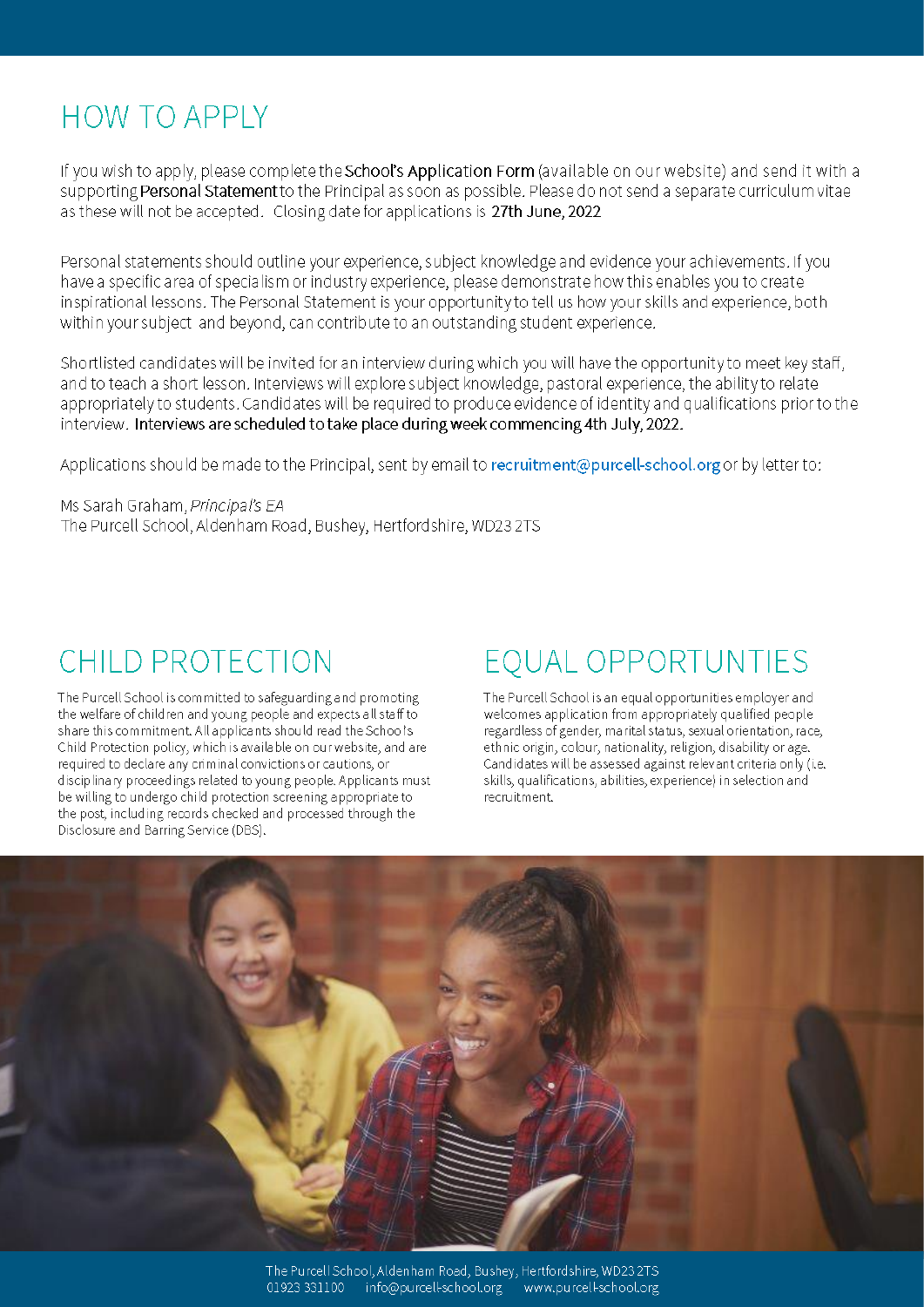# HOW TO APPLY

If you wish to apply, please complete the **School's Application Form** (available on our website) and send it with a supporting **Personal Statement** to the Principal as soon as possible. Please do not send a separate curriculum vitae as these will not be accepted. Closing date for applications is **27th June, 2022**

Personal statements should outline your experience, subject knowledge and evidence your achievements. If you have a specific area of specialism or industry experience, please demonstrate how this enables you to create inspirational lessons. The Personal Statement is your opportunity to tell us how your skills and experience, both within your subject and beyond, can contribute to an outstanding student experience.

Shortlisted candidates will be invited for an interview during which you will have the opportunity to meet key staff, and to teach a short lesson. Interviews will explore subject knowledge, pastoral experience, the ability to relate appropriately to students. Candidates will be required to produce evidence of identity and qualifications prior to the interview. **Interviews are scheduled to take place during week commencing 4th July, 2022.**

Applications should be made to the Principal, sent by email to recruitment@purcell-school.org or by letter to:

Ms Sarah Graham, *Principal's EA*
The Purcell School, Aldenham Road, Bushey, Hertfordshire, WD23 2TS

## CHILD PROTECTION

The Purcell School is committed to safeguarding and promoting the welfare of children and young people and expects all staff to share this commitment. All applicants should read the School's Child Protection policy, which is available on our website, and are required to declare any criminal convictions or cautions, or disciplinary proceedings related to young people. Applicants must be willing to undergo child protection screening appropriate to the post, including records checked and processed through the Disclosure and Barring Service (DBS).

## EQUAL OPPORTUNTIES

The Purcell School is an equal opportunities employer and welcomes application from appropriately qualified people regardless of gender, marital status, sexual orientation, race, ethnic origin, colour, nationality, religion, disability or age. Candidates will be assessed against relevant criteria only (i.e. skills, qualifications, abilities, experience) in selection and recruitment.

The Purcell School, Aldenham Road, Bushey, Hertfordshire, WD23 2TS
01923 331100 info@purcell-school.org www.purcell-school.org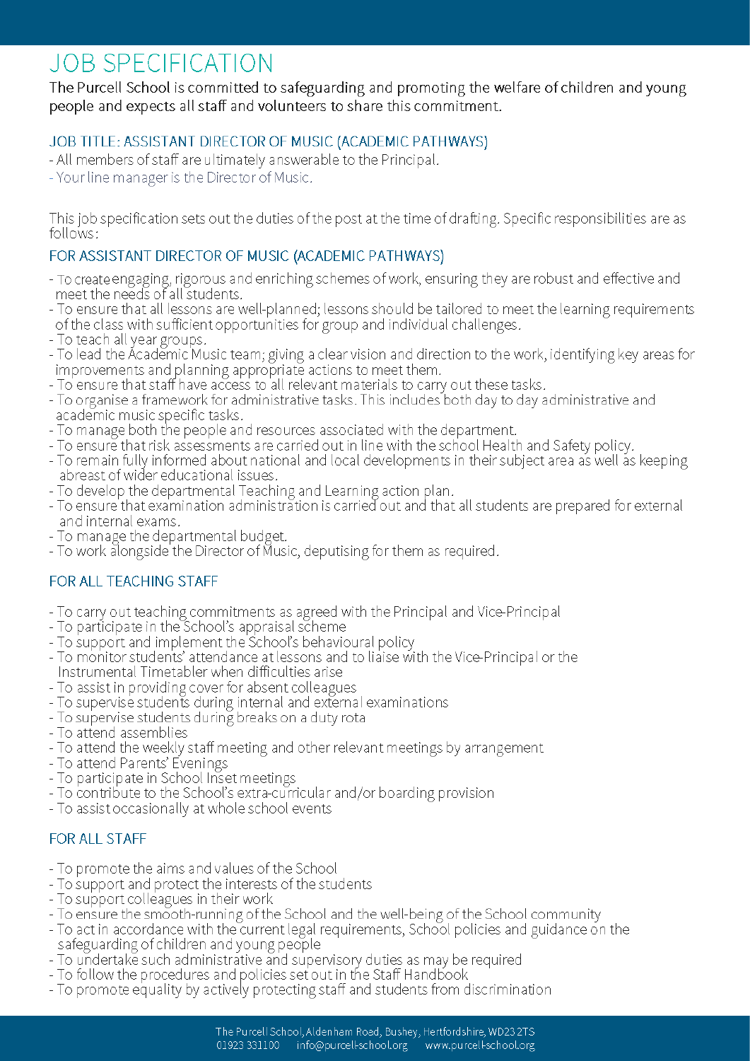# JOB SPECIFICATION

The Purcell School is committed to safeguarding and promoting the welfare of children and young people and expects all staff and volunteers to share this commitment.

## JOB TITLE: ASSISTANT DIRECTOR OF MUSIC (ACADEMIC PATHWAYS)

- All members of staff are ultimately answerable to the Principal.
- Your line manager is the Director of Music.

This job specification sets out the duties of the post at the time of drafting. Specific responsibilities are as follows:

## FOR ASSISTANT DIRECTOR OF MUSIC (ACADEMIC PATHWAYS)

- To create engaging, rigorous and enriching schemes of work, ensuring they are robust and effective and meet the needs of all students.
- To ensure that all lessons are well-planned; lessons should be tailored to meet the learning requirements of the class with sufficient opportunities for group and individual challenges.
- To teach all year groups.
- To lead the Academic Music team; giving a clear vision and direction to the work, identifying key areas for improvements and planning appropriate actions to meet them.
- To ensure that staff have access to all relevant materials to carry out these tasks.
- To organise a framework for administrative tasks. This includes both day to day administrative and academic music specific tasks.
- To manage both the people and resources associated with the department.
- To ensure that risk assessments are carried out in line with the school Health and Safety policy.
- To remain fully informed about national and local developments in their subject area as well as keeping abreast of wider educational issues.
- To develop the departmental Teaching and Learning action plan.
- To ensure that examination administration is carried out and that all students are prepared for external and internal exams.
- To manage the departmental budget.
- To work alongside the Director of Music, deputising for them as required.

## FOR ALL TEACHING STAFF

- To carry out teaching commitments as agreed with the Principal and Vice-Principal
- To participate in the School's appraisal scheme
- To support and implement the School's behavioural policy
- To monitor students' attendance at lessons and to liaise with the Vice-Principal or the Instrumental Timetabler when difficulties arise
- To assist in providing cover for absent colleagues
- To supervise students during internal and external examinations
- To supervise students during breaks on a duty rota
- To attend assemblies
- To attend the weekly staff meeting and other relevant meetings by arrangement
- To attend Parents' Evenings
- To participate in School Inset meetings
- To contribute to the School's extra-curricular and/or boarding provision
- To assist occasionally at whole school events

## FOR ALL STAFF

- To promote the aims and values of the School
- To support and protect the interests of the students
- To support colleagues in their work
- To ensure the smooth-running of the School and the well-being of the School community
- To act in accordance with the current legal requirements, School policies and guidance on the safeguarding of children and young people
- To undertake such administrative and supervisory duties as may be required
- To follow the procedures and policies set out in the Staff Handbook
- To promote equality by actively protecting staff and students from discrimination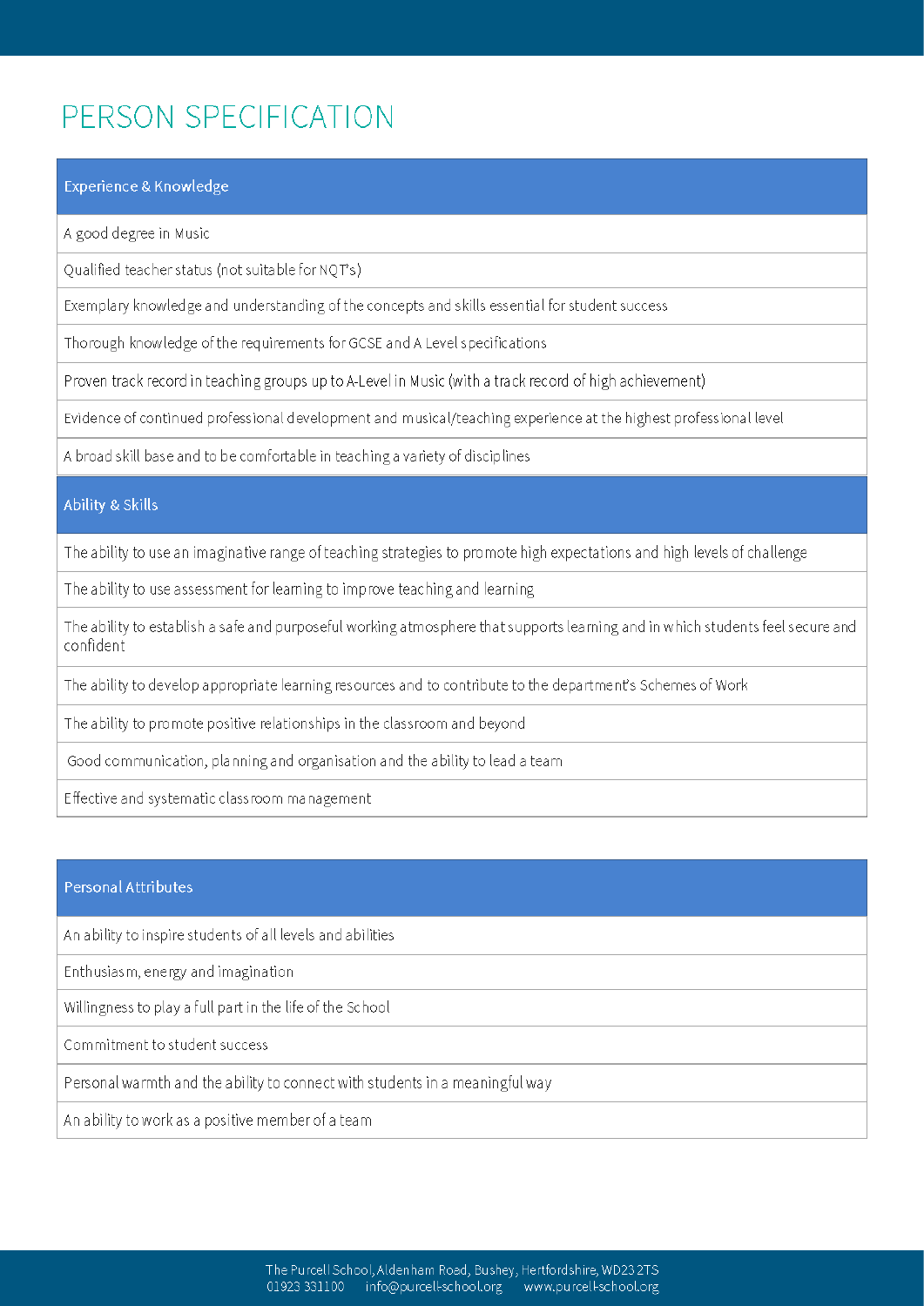# PERSON SPECIFICATION

| Experience & Knowledge |
| --- |
| A good degree in Music |
| Qualified teacher status (not suitable for NQT's) |
| Exemplary knowledge and understanding of the concepts and skills essential for student success |
| Thorough knowledge of the requirements for GCSE and A Level specifications |
| Proven track record in teaching groups up to A-Level in Music (with a track record of high achievement) |
| Evidence of continued professional development and musical/teaching experience at the highest professional level |
| A broad skill base and to be comfortable in teaching a variety of disciplines |

| Ability & Skills |
| --- |
| The ability to use an imaginative range of teaching strategies to promote high expectations and high levels of challenge |
| The ability to use assessment for learning to improve teaching and learning |
| The ability to establish a safe and purposeful working atmosphere that supports learning and in which students feel secure and confident |
| The ability to develop appropriate learning resources and to contribute to the department's Schemes of Work |
| The ability to promote positive relationships in the classroom and beyond |
| Good communication, planning and organisation and the ability to lead a team |
| Effective and systematic classroom management |

| Personal Attributes |
| --- |
| An ability to inspire students of all levels and abilities |
| Enthusiasm, energy and imagination |
| Willingness to play a full part in the life of the School |
| Commitment to student success |
| Personal warmth and the ability to connect with students in a meaningful way |
| An ability to work as a positive member of a team |

The Purcell School, Aldenham Road, Bushey, Hertfordshire, WD23 2TS
01923 331100 info@purcell-school.org www.purcell-school.org